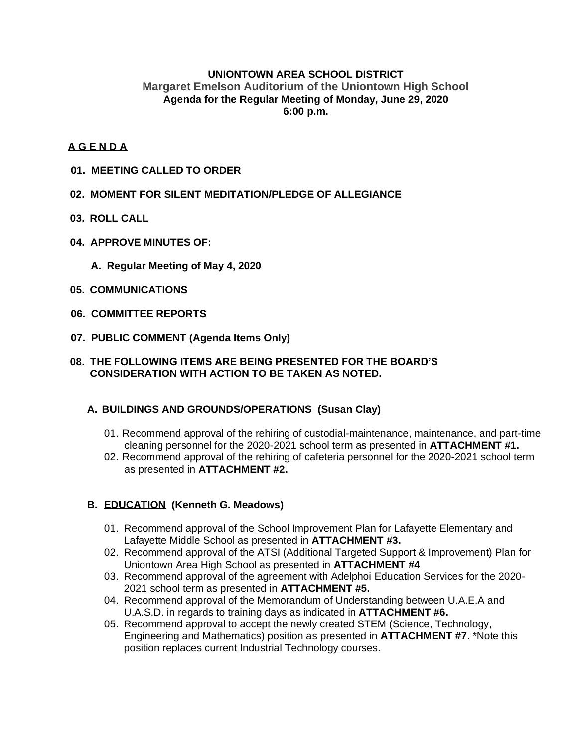**UNIONTOWN AREA SCHOOL DISTRICT**
**Margaret Emelson Auditorium of the Uniontown High School**
**Agenda for the Regular Meeting of Monday, June 29, 2020**
**6:00 p.m.**

## A G E N D A

**01. MEETING CALLED TO ORDER**

**02. MOMENT FOR SILENT MEDITATION/PLEDGE OF ALLEGIANCE**

**03. ROLL CALL**

**04. APPROVE MINUTES OF:**

**A. Regular Meeting of May 4, 2020**

**05. COMMUNICATIONS**

**06. COMMITTEE REPORTS**

**07. PUBLIC COMMENT (Agenda Items Only)**

**08. THE FOLLOWING ITEMS ARE BEING PRESENTED FOR THE BOARD'S CONSIDERATION WITH ACTION TO BE TAKEN AS NOTED.**

### A. BUILDINGS AND GROUNDS/OPERATIONS (Susan Clay)

01. Recommend approval of the rehiring of custodial-maintenance, maintenance, and part-time cleaning personnel for the 2020-2021 school term as presented in **ATTACHMENT #1.**
02. Recommend approval of the rehiring of cafeteria personnel for the 2020-2021 school term as presented in **ATTACHMENT #2.**

### B. EDUCATION (Kenneth G. Meadows)

01. Recommend approval of the School Improvement Plan for Lafayette Elementary and Lafayette Middle School as presented in **ATTACHMENT #3.**
02. Recommend approval of the ATSI (Additional Targeted Support & Improvement) Plan for Uniontown Area High School as presented in **ATTACHMENT #4**
03. Recommend approval of the agreement with Adelphoi Education Services for the 2020-2021 school term as presented in **ATTACHMENT #5.**
04. Recommend approval of the Memorandum of Understanding between U.A.E.A and U.A.S.D. in regards to training days as indicated in **ATTACHMENT #6.**
05. Recommend approval to accept the newly created STEM (Science, Technology, Engineering and Mathematics) position as presented in **ATTACHMENT #7**. *Note this position replaces current Industrial Technology courses.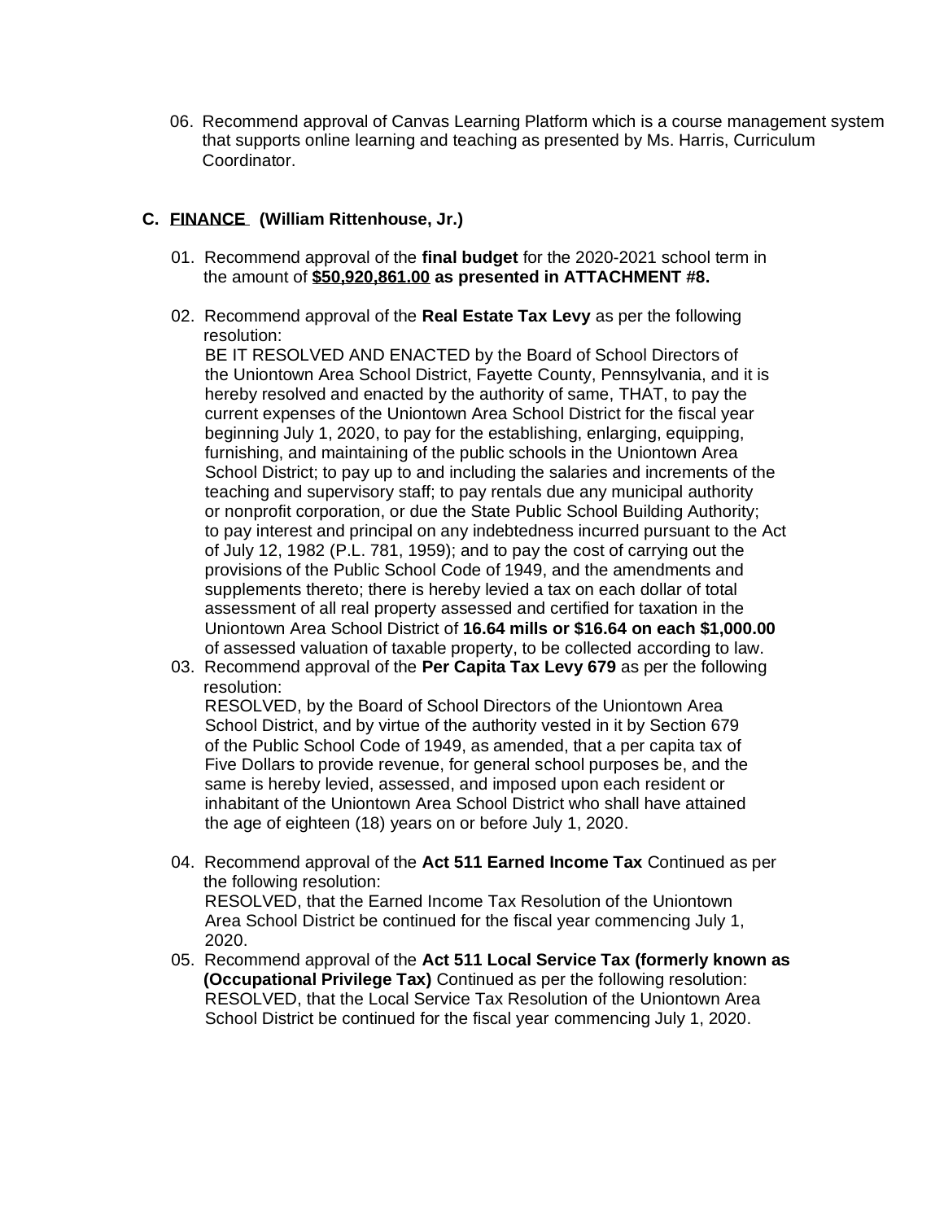06. Recommend approval of Canvas Learning Platform which is a course management system that supports online learning and teaching as presented by Ms. Harris, Curriculum Coordinator.

**C. FINANCE (William Rittenhouse, Jr.)**

01. Recommend approval of the **final budget** for the 2020-2021 school term in the amount of **$50,920,861.00 as presented in ATTACHMENT #8.**

02. Recommend approval of the **Real Estate Tax Levy** as per the following resolution:
    BE IT RESOLVED AND ENACTED by the Board of School Directors of the Uniontown Area School District, Fayette County, Pennsylvania, and it is hereby resolved and enacted by the authority of same, THAT, to pay the current expenses of the Uniontown Area School District for the fiscal year beginning July 1, 2020, to pay for the establishing, enlarging, equipping, furnishing, and maintaining of the public schools in the Uniontown Area School District; to pay up to and including the salaries and increments of the teaching and supervisory staff; to pay rentals due any municipal authority or nonprofit corporation, or due the State Public School Building Authority; to pay interest and principal on any indebtedness incurred pursuant to the Act of July 12, 1982 (P.L. 781, 1959); and to pay the cost of carrying out the provisions of the Public School Code of 1949, and the amendments and supplements thereto; there is hereby levied a tax on each dollar of total assessment of all real property assessed and certified for taxation in the Uniontown Area School District of **16.64 mills or $16.64 on each $1,000.00** of assessed valuation of taxable property, to be collected according to law.

03. Recommend approval of the **Per Capita Tax Levy 679** as per the following resolution:
    RESOLVED, by the Board of School Directors of the Uniontown Area School District, and by virtue of the authority vested in it by Section 679 of the Public School Code of 1949, as amended, that a per capita tax of Five Dollars to provide revenue, for general school purposes be, and the same is hereby levied, assessed, and imposed upon each resident or inhabitant of the Uniontown Area School District who shall have attained the age of eighteen (18) years on or before July 1, 2020.

04. Recommend approval of the **Act 511 Earned Income Tax** Continued as per the following resolution:
    RESOLVED, that the Earned Income Tax Resolution of the Uniontown Area School District be continued for the fiscal year commencing July 1, 2020.

05. Recommend approval of the **Act 511 Local Service Tax (formerly known as (Occupational Privilege Tax)** Continued as per the following resolution:
    RESOLVED, that the Local Service Tax Resolution of the Uniontown Area School District be continued for the fiscal year commencing July 1, 2020.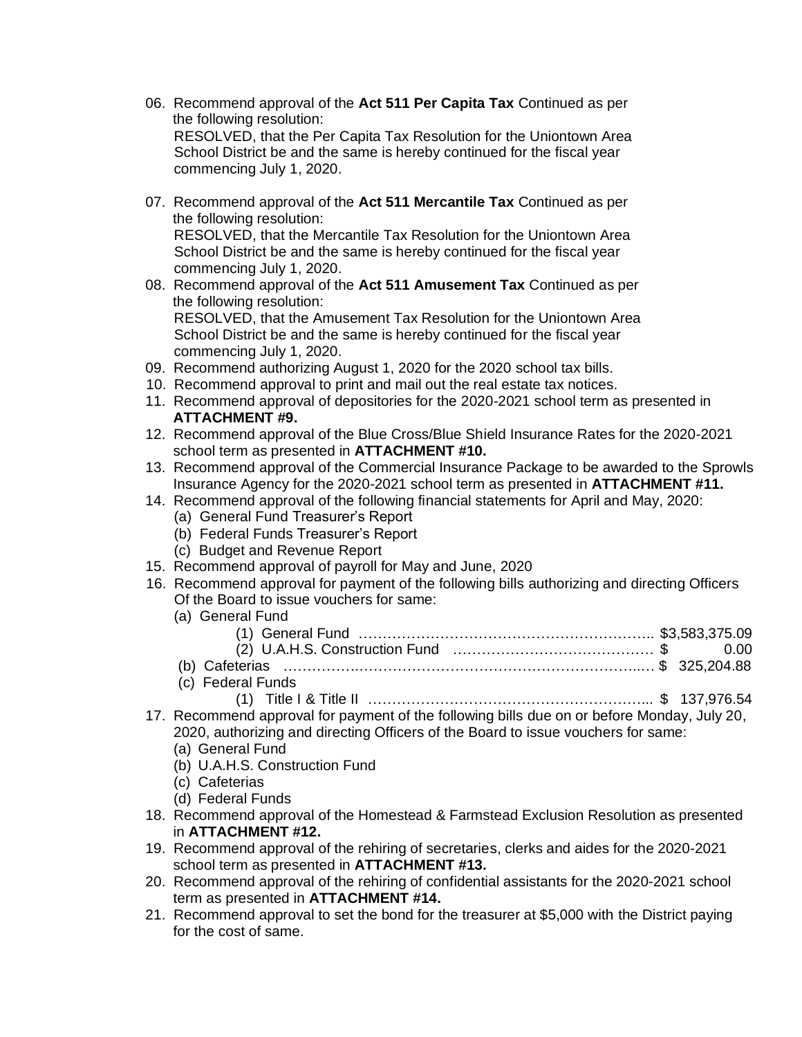06. Recommend approval of the **Act 511 Per Capita Tax** Continued as per the following resolution:
    RESOLVED, that the Per Capita Tax Resolution for the Uniontown Area School District be and the same is hereby continued for the fiscal year commencing July 1, 2020.

07. Recommend approval of the **Act 511 Mercantile Tax** Continued as per the following resolution:
    RESOLVED, that the Mercantile Tax Resolution for the Uniontown Area School District be and the same is hereby continued for the fiscal year commencing July 1, 2020.

08. Recommend approval of the **Act 511 Amusement Tax** Continued as per the following resolution:
    RESOLVED, that the Amusement Tax Resolution for the Uniontown Area School District be and the same is hereby continued for the fiscal year commencing July 1, 2020.

09. Recommend authorizing August 1, 2020 for the 2020 school tax bills.

10. Recommend approval to print and mail out the real estate tax notices.

11. Recommend approval of depositories for the 2020-2021 school term as presented in **ATTACHMENT #9.**

12. Recommend approval of the Blue Cross/Blue Shield Insurance Rates for the 2020-2021 school term as presented in **ATTACHMENT #10.**

13. Recommend approval of the Commercial Insurance Package to be awarded to the Sprowls Insurance Agency for the 2020-2021 school term as presented in **ATTACHMENT #11.**

14. Recommend approval of the following financial statements for April and May, 2020:
    (a) General Fund Treasurer's Report
    (b) Federal Funds Treasurer's Report
    (c) Budget and Revenue Report

15. Recommend approval of payroll for May and June, 2020

16. Recommend approval for payment of the following bills authorizing and directing Officers Of the Board to issue vouchers for same:
    (a) General Fund
        (1) General Fund …………………………………………………….. $3,583,375.09
        (2) U.A.H.S. Construction Fund ………………………………… $ 0.00
    (b) Cafeterias ……………………………………………………………… $ 325,204.88
    (c) Federal Funds
        (1) Title I & Title II ………………………………………………….. $ 137,976.54

17. Recommend approval for payment of the following bills due on or before Monday, July 20, 2020, authorizing and directing Officers of the Board to issue vouchers for same:
    (a) General Fund
    (b) U.A.H.S. Construction Fund
    (c) Cafeterias
    (d) Federal Funds

18. Recommend approval of the Homestead & Farmstead Exclusion Resolution as presented in **ATTACHMENT #12.**

19. Recommend approval of the rehiring of secretaries, clerks and aides for the 2020-2021 school term as presented in **ATTACHMENT #13.**

20. Recommend approval of the rehiring of confidential assistants for the 2020-2021 school term as presented in **ATTACHMENT #14.**

21. Recommend approval to set the bond for the treasurer at $5,000 with the District paying for the cost of same.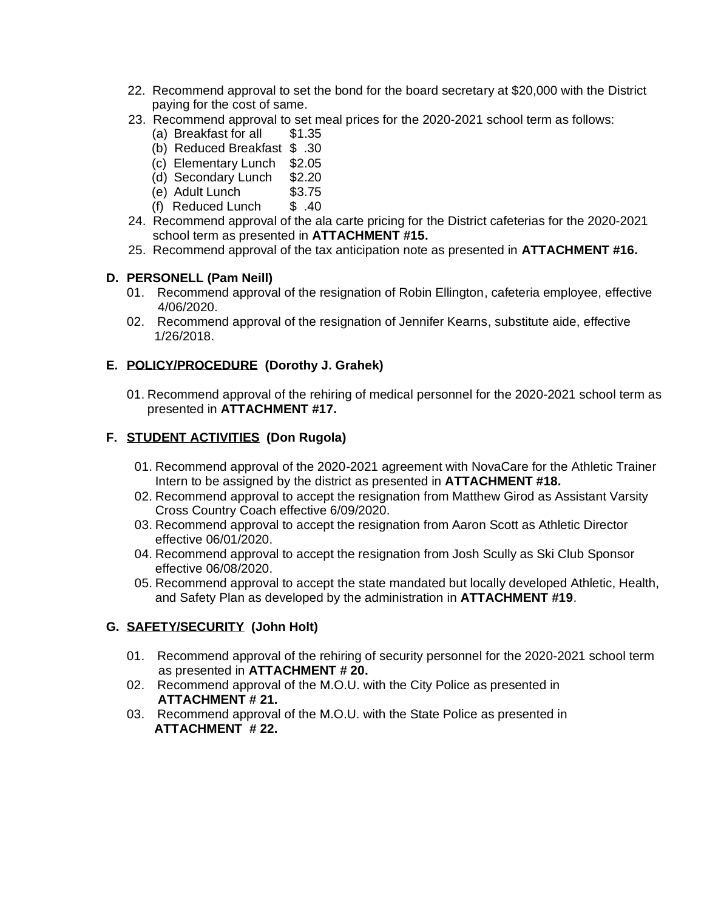22. Recommend approval to set the bond for the board secretary at $20,000 with the District paying for the cost of same.
23. Recommend approval to set meal prices for the 2020-2021 school term as follows:
    - (a) Breakfast for all $1.35
    - (b) Reduced Breakfast $ .30
    - (c) Elementary Lunch $2.05
    - (d) Secondary Lunch $2.20
    - (e) Adult Lunch $3.75
    - (f) Reduced Lunch $ .40
24. Recommend approval of the ala carte pricing for the District cafeterias for the 2020-2021 school term as presented in **ATTACHMENT #15.**
25. Recommend approval of the tax anticipation note as presented in **ATTACHMENT #16.**

## D. PERSONELL (Pam Neill)

01. Recommend approval of the resignation of Robin Ellington, cafeteria employee, effective 4/06/2020.
02. Recommend approval of the resignation of Jennifer Kearns, substitute aide, effective 1/26/2018.

## E. POLICY/PROCEDURE (Dorothy J. Grahek)

01. Recommend approval of the rehiring of medical personnel for the 2020-2021 school term as presented in **ATTACHMENT #17.**

## F. STUDENT ACTIVITIES (Don Rugola)

01. Recommend approval of the 2020-2021 agreement with NovaCare for the Athletic Trainer Intern to be assigned by the district as presented in **ATTACHMENT #18.**
02. Recommend approval to accept the resignation from Matthew Girod as Assistant Varsity Cross Country Coach effective 6/09/2020.
03. Recommend approval to accept the resignation from Aaron Scott as Athletic Director effective 06/01/2020.
04. Recommend approval to accept the resignation from Josh Scully as Ski Club Sponsor effective 06/08/2020.
05. Recommend approval to accept the state mandated but locally developed Athletic, Health, and Safety Plan as developed by the administration in **ATTACHMENT #19**.

## G. SAFETY/SECURITY (John Holt)

01. Recommend approval of the rehiring of security personnel for the 2020-2021 school term as presented in **ATTACHMENT # 20.**
02. Recommend approval of the M.O.U. with the City Police as presented in **ATTACHMENT # 21.**
03. Recommend approval of the M.O.U. with the State Police as presented in **ATTACHMENT # 22.**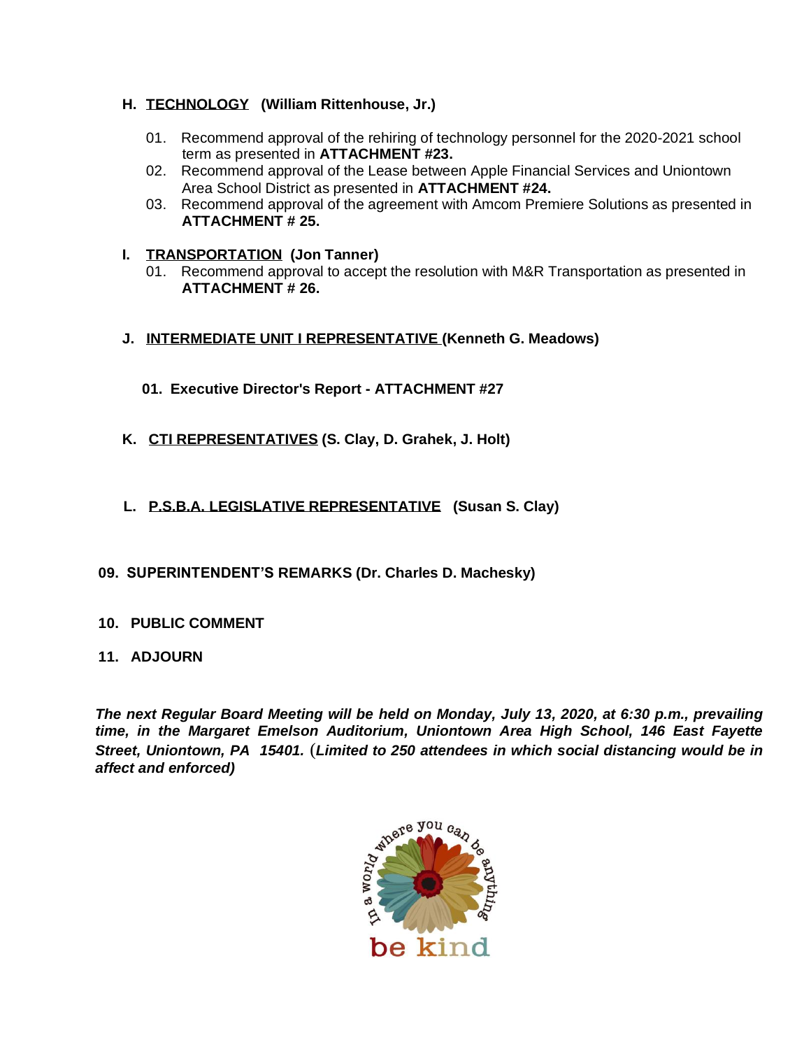**H. <u>TECHNOLOGY</u> (William Rittenhouse, Jr.)**

01. Recommend approval of the rehiring of technology personnel for the 2020-2021 school term as presented in **ATTACHMENT #23.**
02. Recommend approval of the Lease between Apple Financial Services and Uniontown Area School District as presented in **ATTACHMENT #24.**
03. Recommend approval of the agreement with Amcom Premiere Solutions as presented in **ATTACHMENT # 25.**

**I. <u>TRANSPORTATION</u> (Jon Tanner)**

01. Recommend approval to accept the resolution with M&R Transportation as presented in **ATTACHMENT # 26.**

**J. <u>INTERMEDIATE UNIT I REPRESENTATIVE</u> (Kenneth G. Meadows)**

**01. Executive Director's Report - ATTACHMENT #27**

**K. <u>CTI REPRESENTATIVES</u> (S. Clay, D. Grahek, J. Holt)**

**L. <u>P.S.B.A. LEGISLATIVE REPRESENTATIVE</u> (Susan S. Clay)**

**09. SUPERINTENDENT'S REMARKS (Dr. Charles D. Machesky)**

**10. PUBLIC COMMENT**

**11. ADJOURN**

***The next Regular Board Meeting will be held on Monday, July 13, 2020, at 6:30 p.m., prevailing time, in the Margaret Emelson Auditorium, Uniontown Area High School, 146 East Fayette Street, Uniontown, PA 15401. (Limited to 250 attendees in which social distancing would be in affect and enforced)***

In a world where you can be anything

be kind